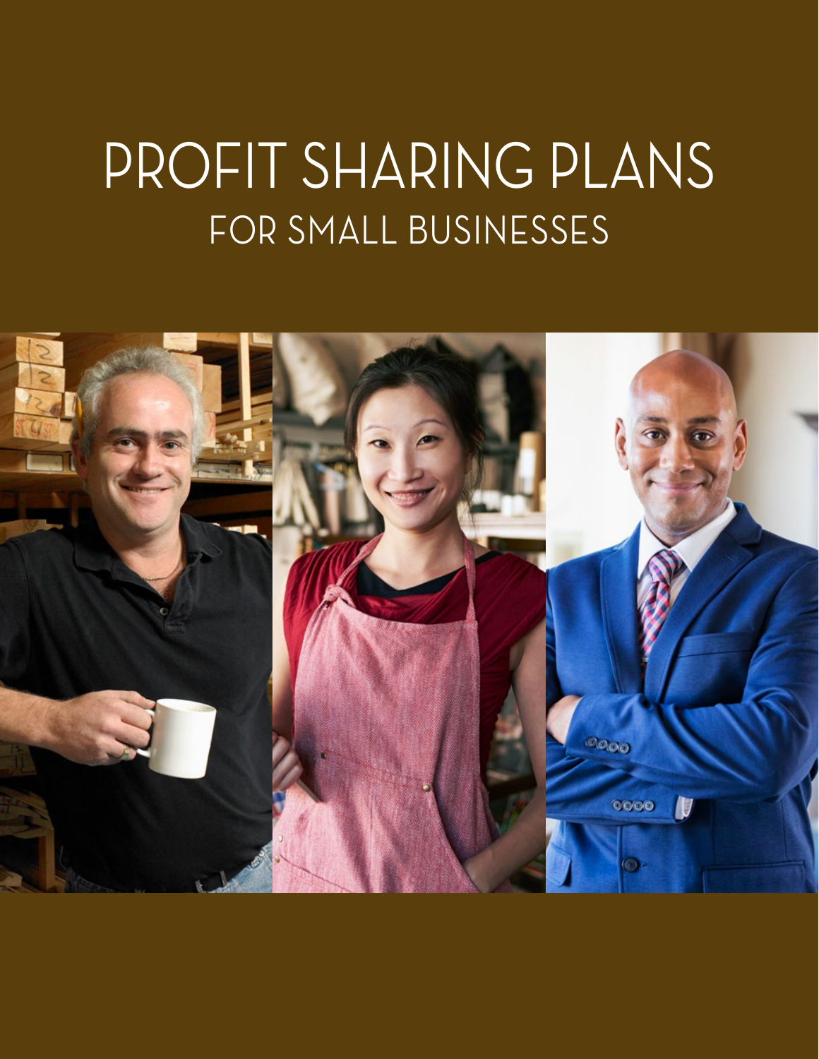# PROFIT SHARING PLANS

## FOR SMALL BUSINESSES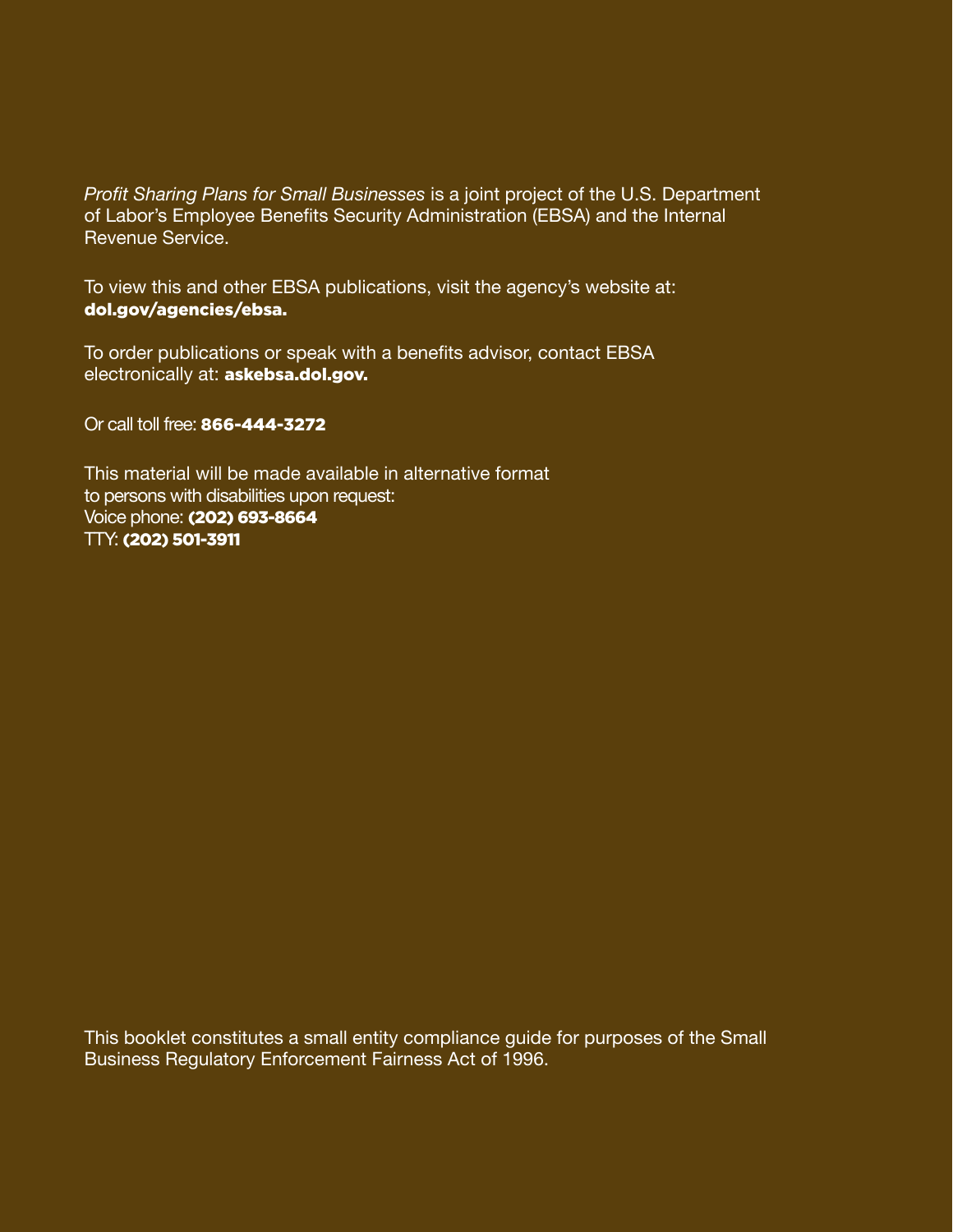*Profit Sharing Plans for Small Businesses* is a joint project of the U.S. Department of Labor's Employee Benefits Security Administration (EBSA) and the Internal Revenue Service.

To view this and other EBSA publications, visit the agency's website at: **dol.gov/agencies/ebsa.**

To order publications or speak with a benefits advisor, contact EBSA electronically at: **askebsa.dol.gov.**

Or call toll free: **866-444-3272**

This material will be made available in alternative format to persons with disabilities upon request:
Voice phone: **(202) 693-8664**
TTY: **(202) 501-3911**

This booklet constitutes a small entity compliance guide for purposes of the Small Business Regulatory Enforcement Fairness Act of 1996.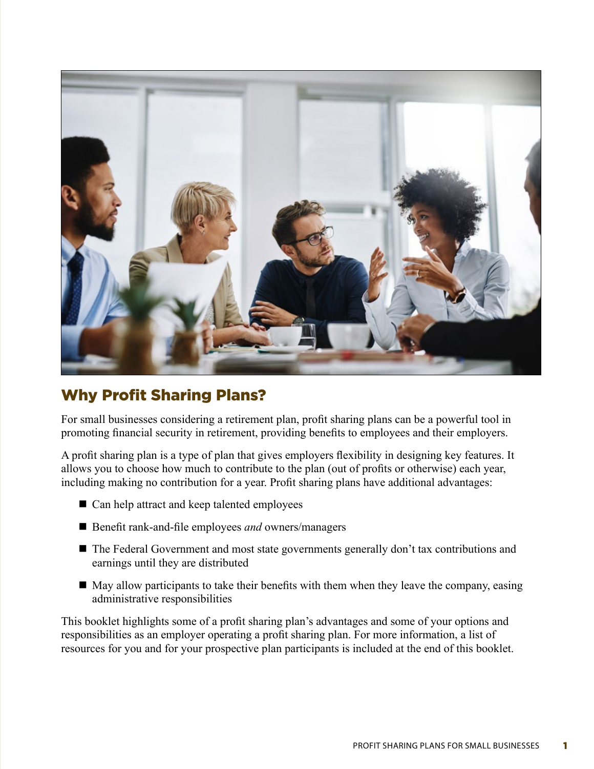## Why Profit Sharing Plans?

For small businesses considering a retirement plan, profit sharing plans can be a powerful tool in promoting financial security in retirement, providing benefits to employees and their employers.

A profit sharing plan is a type of plan that gives employers flexibility in designing key features. It allows you to choose how much to contribute to the plan (out of profits or otherwise) each year, including making no contribution for a year. Profit sharing plans have additional advantages:

- Can help attract and keep talented employees
- Benefit rank-and-file employees *and* owners/managers
- The Federal Government and most state governments generally don't tax contributions and earnings until they are distributed
- May allow participants to take their benefits with them when they leave the company, easing administrative responsibilities

This booklet highlights some of a profit sharing plan's advantages and some of your options and responsibilities as an employer operating a profit sharing plan. For more information, a list of resources for you and for your prospective plan participants is included at the end of this booklet.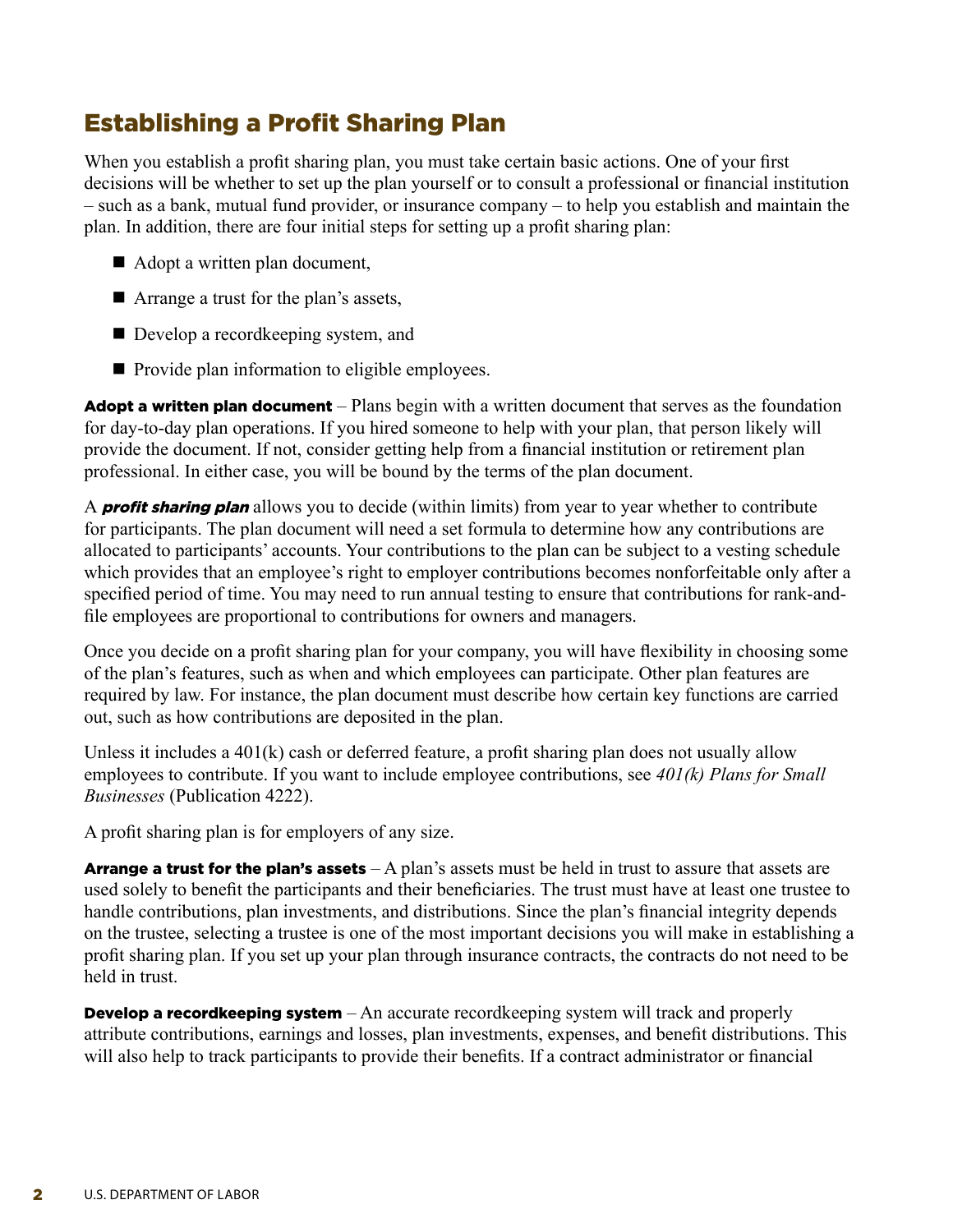## Establishing a Profit Sharing Plan

When you establish a profit sharing plan, you must take certain basic actions. One of your first decisions will be whether to set up the plan yourself or to consult a professional or financial institution – such as a bank, mutual fund provider, or insurance company – to help you establish and maintain the plan. In addition, there are four initial steps for setting up a profit sharing plan:

- Adopt a written plan document,
- Arrange a trust for the plan's assets,
- Develop a recordkeeping system, and
- Provide plan information to eligible employees.

**Adopt a written plan document** – Plans begin with a written document that serves as the foundation for day-to-day plan operations. If you hired someone to help with your plan, that person likely will provide the document. If not, consider getting help from a financial institution or retirement plan professional. In either case, you will be bound by the terms of the plan document.

A ***profit sharing plan*** allows you to decide (within limits) from year to year whether to contribute for participants. The plan document will need a set formula to determine how any contributions are allocated to participants' accounts. Your contributions to the plan can be subject to a vesting schedule which provides that an employee's right to employer contributions becomes nonforfeitable only after a specified period of time. You may need to run annual testing to ensure that contributions for rank-and-file employees are proportional to contributions for owners and managers.

Once you decide on a profit sharing plan for your company, you will have flexibility in choosing some of the plan's features, such as when and which employees can participate. Other plan features are required by law. For instance, the plan document must describe how certain key functions are carried out, such as how contributions are deposited in the plan.

Unless it includes a 401(k) cash or deferred feature, a profit sharing plan does not usually allow employees to contribute. If you want to include employee contributions, see *401(k) Plans for Small Businesses* (Publication 4222).

A profit sharing plan is for employers of any size.

**Arrange a trust for the plan's assets** – A plan's assets must be held in trust to assure that assets are used solely to benefit the participants and their beneficiaries. The trust must have at least one trustee to handle contributions, plan investments, and distributions. Since the plan's financial integrity depends on the trustee, selecting a trustee is one of the most important decisions you will make in establishing a profit sharing plan. If you set up your plan through insurance contracts, the contracts do not need to be held in trust.

**Develop a recordkeeping system** – An accurate recordkeeping system will track and properly attribute contributions, earnings and losses, plan investments, expenses, and benefit distributions. This will also help to track participants to provide their benefits. If a contract administrator or financial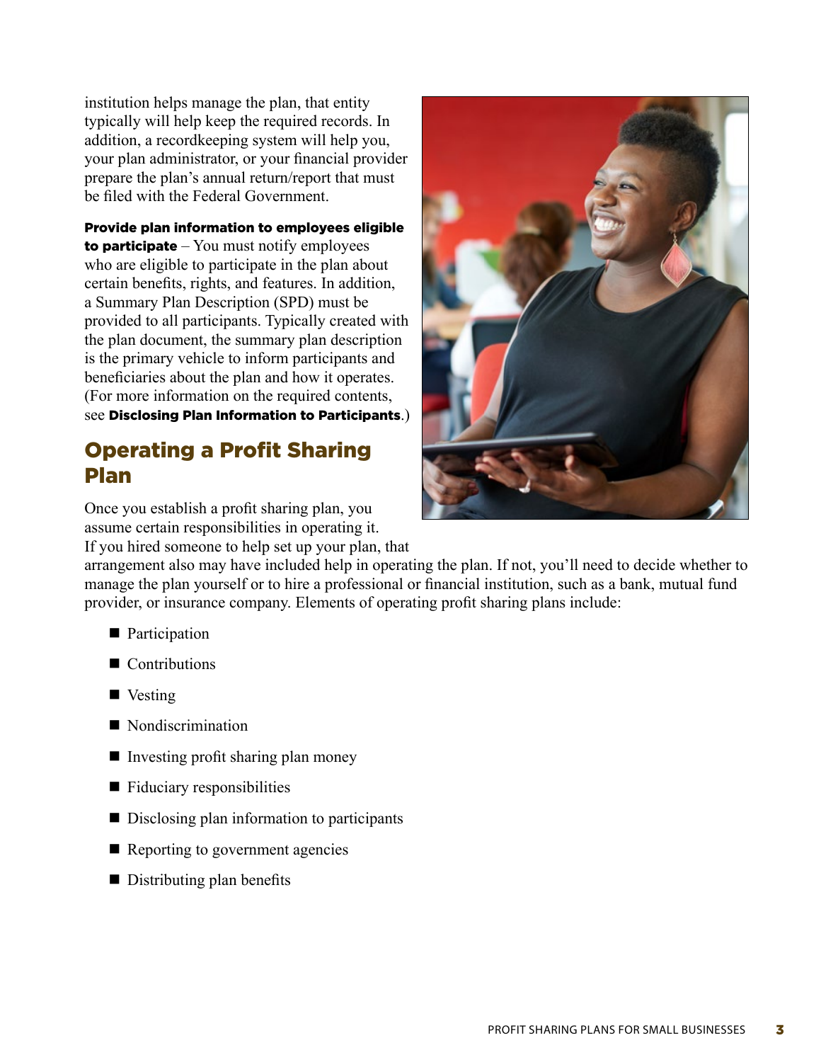institution helps manage the plan, that entity typically will help keep the required records. In addition, a recordkeeping system will help you, your plan administrator, or your financial provider prepare the plan's annual return/report that must be filed with the Federal Government.

**Provide plan information to employees eligible to participate** – You must notify employees who are eligible to participate in the plan about certain benefits, rights, and features. In addition, a Summary Plan Description (SPD) must be provided to all participants. Typically created with the plan document, the summary plan description is the primary vehicle to inform participants and beneficiaries about the plan and how it operates. (For more information on the required contents, see **Disclosing Plan Information to Participants**.)

## Operating a Profit Sharing Plan

Once you establish a profit sharing plan, you assume certain responsibilities in operating it. If you hired someone to help set up your plan, that arrangement also may have included help in operating the plan. If not, you'll need to decide whether to manage the plan yourself or to hire a professional or financial institution, such as a bank, mutual fund provider, or insurance company. Elements of operating profit sharing plans include:

- Participation
- Contributions
- Vesting
- Nondiscrimination
- Investing profit sharing plan money
- Fiduciary responsibilities
- Disclosing plan information to participants
- Reporting to government agencies
- Distributing plan benefits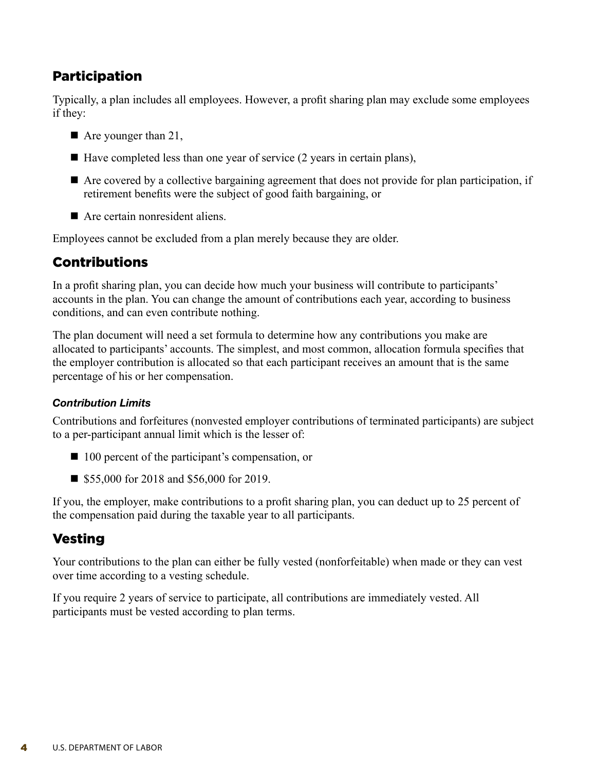## Participation

Typically, a plan includes all employees. However, a profit sharing plan may exclude some employees if they:

- Are younger than 21,
- Have completed less than one year of service (2 years in certain plans),
- Are covered by a collective bargaining agreement that does not provide for plan participation, if retirement benefits were the subject of good faith bargaining, or
- Are certain nonresident aliens.

Employees cannot be excluded from a plan merely because they are older.

## Contributions

In a profit sharing plan, you can decide how much your business will contribute to participants' accounts in the plan. You can change the amount of contributions each year, according to business conditions, and can even contribute nothing.

The plan document will need a set formula to determine how any contributions you make are allocated to participants' accounts. The simplest, and most common, allocation formula specifies that the employer contribution is allocated so that each participant receives an amount that is the same percentage of his or her compensation.

### *Contribution Limits*

Contributions and forfeitures (nonvested employer contributions of terminated participants) are subject to a per-participant annual limit which is the lesser of:

- 100 percent of the participant's compensation, or
- $55,000 for 2018 and $56,000 for 2019.

If you, the employer, make contributions to a profit sharing plan, you can deduct up to 25 percent of the compensation paid during the taxable year to all participants.

## Vesting

Your contributions to the plan can either be fully vested (nonforfeitable) when made or they can vest over time according to a vesting schedule.

If you require 2 years of service to participate, all contributions are immediately vested. All participants must be vested according to plan terms.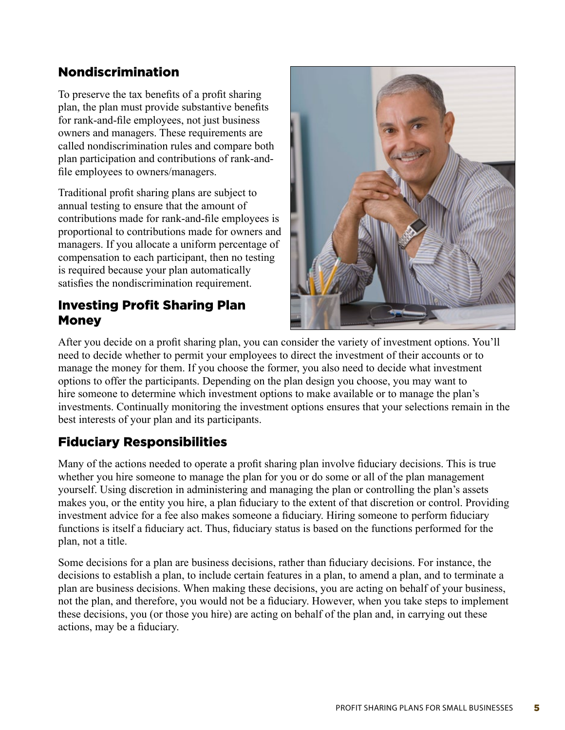## Nondiscrimination

To preserve the tax benefits of a profit sharing plan, the plan must provide substantive benefits for rank-and-file employees, not just business owners and managers. These requirements are called nondiscrimination rules and compare both plan participation and contributions of rank-and-file employees to owners/managers.

Traditional profit sharing plans are subject to annual testing to ensure that the amount of contributions made for rank-and-file employees is proportional to contributions made for owners and managers. If you allocate a uniform percentage of compensation to each participant, then no testing is required because your plan automatically satisfies the nondiscrimination requirement.

## Investing Profit Sharing Plan Money

After you decide on a profit sharing plan, you can consider the variety of investment options. You'll need to decide whether to permit your employees to direct the investment of their accounts or to manage the money for them. If you choose the former, you also need to decide what investment options to offer the participants. Depending on the plan design you choose, you may want to hire someone to determine which investment options to make available or to manage the plan's investments. Continually monitoring the investment options ensures that your selections remain in the best interests of your plan and its participants.

## Fiduciary Responsibilities

Many of the actions needed to operate a profit sharing plan involve fiduciary decisions. This is true whether you hire someone to manage the plan for you or do some or all of the plan management yourself. Using discretion in administering and managing the plan or controlling the plan's assets makes you, or the entity you hire, a plan fiduciary to the extent of that discretion or control. Providing investment advice for a fee also makes someone a fiduciary. Hiring someone to perform fiduciary functions is itself a fiduciary act. Thus, fiduciary status is based on the functions performed for the plan, not a title.

Some decisions for a plan are business decisions, rather than fiduciary decisions. For instance, the decisions to establish a plan, to include certain features in a plan, to amend a plan, and to terminate a plan are business decisions. When making these decisions, you are acting on behalf of your business, not the plan, and therefore, you would not be a fiduciary. However, when you take steps to implement these decisions, you (or those you hire) are acting on behalf of the plan and, in carrying out these actions, may be a fiduciary.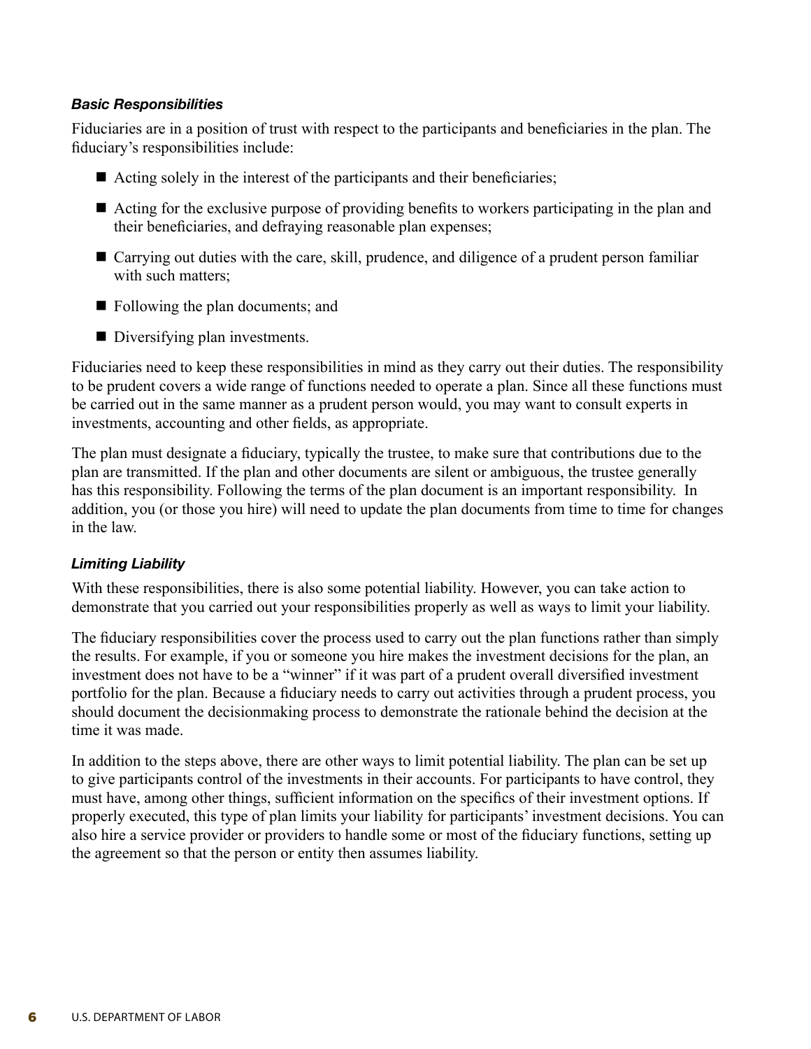### *Basic Responsibilities*

Fiduciaries are in a position of trust with respect to the participants and beneficiaries in the plan. The fiduciary's responsibilities include:

- Acting solely in the interest of the participants and their beneficiaries;
- Acting for the exclusive purpose of providing benefits to workers participating in the plan and their beneficiaries, and defraying reasonable plan expenses;
- Carrying out duties with the care, skill, prudence, and diligence of a prudent person familiar with such matters;
- Following the plan documents; and
- Diversifying plan investments.

Fiduciaries need to keep these responsibilities in mind as they carry out their duties. The responsibility to be prudent covers a wide range of functions needed to operate a plan. Since all these functions must be carried out in the same manner as a prudent person would, you may want to consult experts in investments, accounting and other fields, as appropriate.

The plan must designate a fiduciary, typically the trustee, to make sure that contributions due to the plan are transmitted. If the plan and other documents are silent or ambiguous, the trustee generally has this responsibility. Following the terms of the plan document is an important responsibility. In addition, you (or those you hire) will need to update the plan documents from time to time for changes in the law.

### *Limiting Liability*

With these responsibilities, there is also some potential liability. However, you can take action to demonstrate that you carried out your responsibilities properly as well as ways to limit your liability.

The fiduciary responsibilities cover the process used to carry out the plan functions rather than simply the results. For example, if you or someone you hire makes the investment decisions for the plan, an investment does not have to be a "winner" if it was part of a prudent overall diversified investment portfolio for the plan. Because a fiduciary needs to carry out activities through a prudent process, you should document the decisionmaking process to demonstrate the rationale behind the decision at the time it was made.

In addition to the steps above, there are other ways to limit potential liability. The plan can be set up to give participants control of the investments in their accounts. For participants to have control, they must have, among other things, sufficient information on the specifics of their investment options. If properly executed, this type of plan limits your liability for participants' investment decisions. You can also hire a service provider or providers to handle some or most of the fiduciary functions, setting up the agreement so that the person or entity then assumes liability.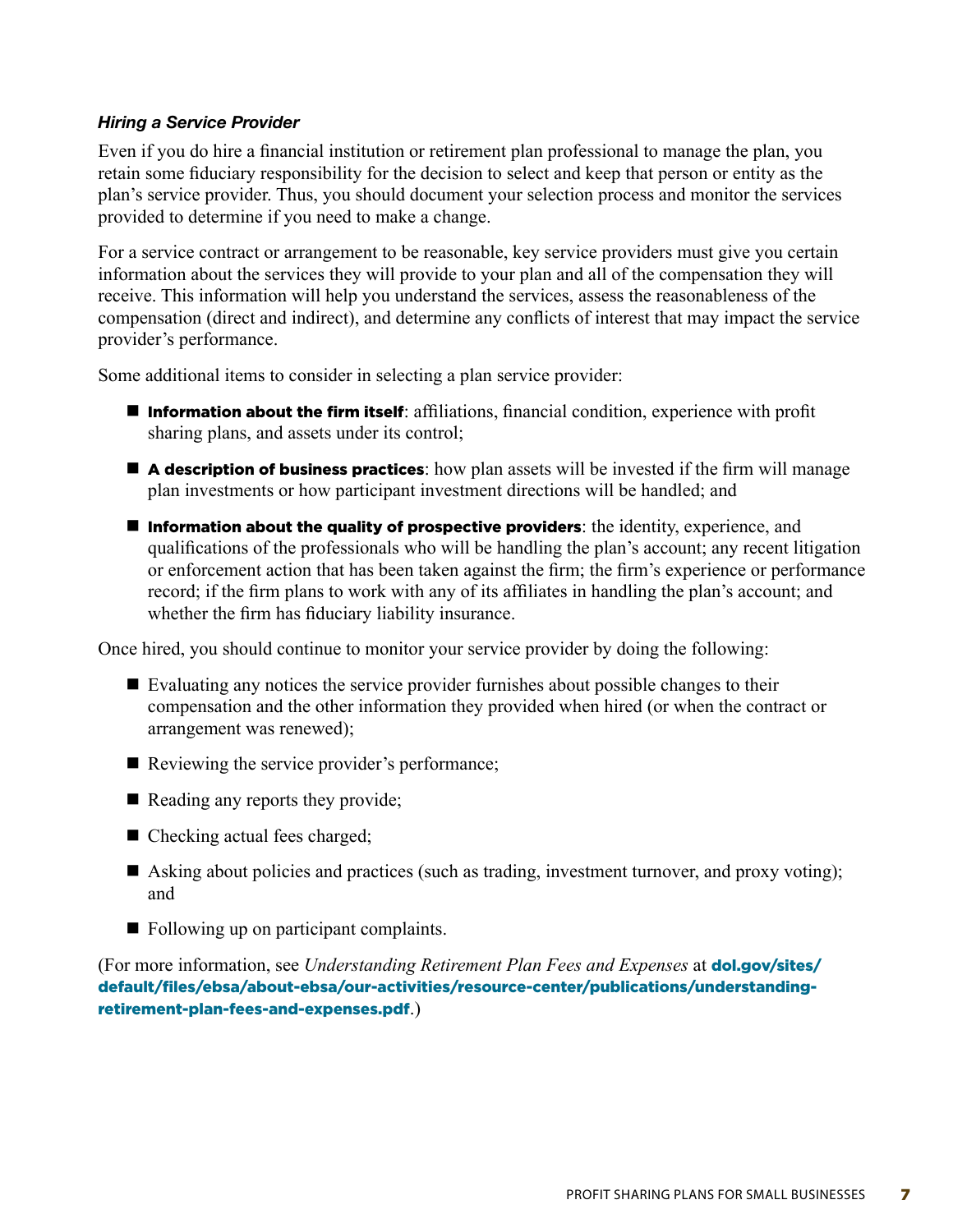### *Hiring a Service Provider*

Even if you do hire a financial institution or retirement plan professional to manage the plan, you retain some fiduciary responsibility for the decision to select and keep that person or entity as the plan's service provider. Thus, you should document your selection process and monitor the services provided to determine if you need to make a change.

For a service contract or arrangement to be reasonable, key service providers must give you certain information about the services they will provide to your plan and all of the compensation they will receive. This information will help you understand the services, assess the reasonableness of the compensation (direct and indirect), and determine any conflicts of interest that may impact the service provider's performance.

Some additional items to consider in selecting a plan service provider:

- **Information about the firm itself**: affiliations, financial condition, experience with profit sharing plans, and assets under its control;
- **A description of business practices**: how plan assets will be invested if the firm will manage plan investments or how participant investment directions will be handled; and
- **Information about the quality of prospective providers**: the identity, experience, and qualifications of the professionals who will be handling the plan's account; any recent litigation or enforcement action that has been taken against the firm; the firm's experience or performance record; if the firm plans to work with any of its affiliates in handling the plan's account; and whether the firm has fiduciary liability insurance.

Once hired, you should continue to monitor your service provider by doing the following:

- Evaluating any notices the service provider furnishes about possible changes to their compensation and the other information they provided when hired (or when the contract or arrangement was renewed);
- Reviewing the service provider's performance;
- Reading any reports they provide;
- Checking actual fees charged;
- Asking about policies and practices (such as trading, investment turnover, and proxy voting); and
- Following up on participant complaints.

(For more information, see *Understanding Retirement Plan Fees and Expenses* at **dol.gov/sites/default/files/ebsa/about-ebsa/our-activities/resource-center/publications/understanding-retirement-plan-fees-and-expenses.pdf**.)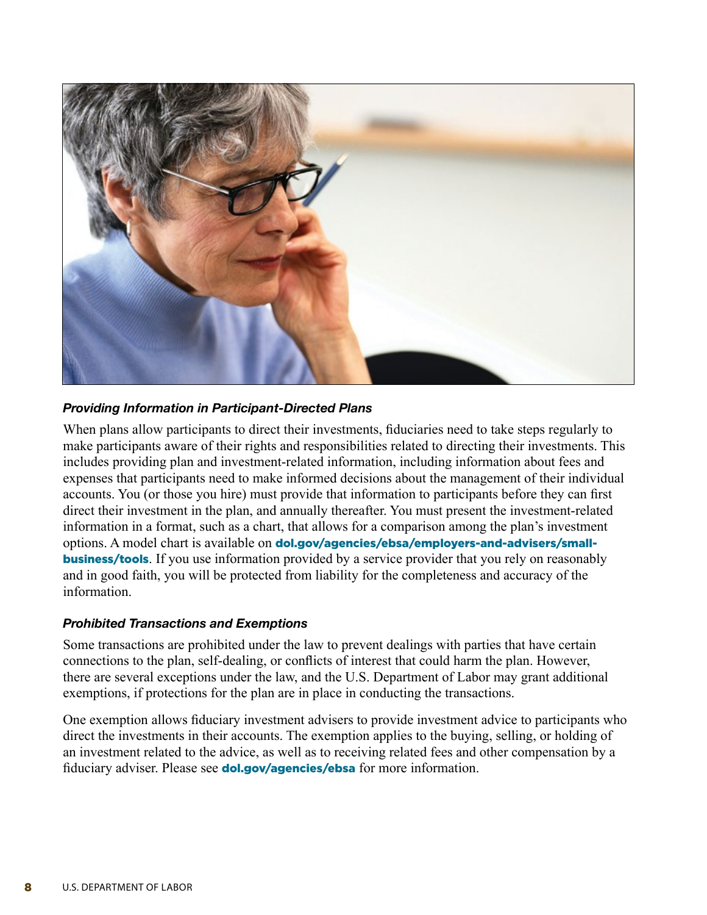### *Providing Information in Participant-Directed Plans*

When plans allow participants to direct their investments, fiduciaries need to take steps regularly to make participants aware of their rights and responsibilities related to directing their investments. This includes providing plan and investment-related information, including information about fees and expenses that participants need to make informed decisions about the management of their individual accounts. You (or those you hire) must provide that information to participants before they can first direct their investment in the plan, and annually thereafter. You must present the investment-related information in a format, such as a chart, that allows for a comparison among the plan's investment options. A model chart is available on **dol.gov/agencies/ebsa/employers-and-advisers/small-business/tools**. If you use information provided by a service provider that you rely on reasonably and in good faith, you will be protected from liability for the completeness and accuracy of the information.

### *Prohibited Transactions and Exemptions*

Some transactions are prohibited under the law to prevent dealings with parties that have certain connections to the plan, self-dealing, or conflicts of interest that could harm the plan. However, there are several exceptions under the law, and the U.S. Department of Labor may grant additional exemptions, if protections for the plan are in place in conducting the transactions.

One exemption allows fiduciary investment advisers to provide investment advice to participants who direct the investments in their accounts. The exemption applies to the buying, selling, or holding of an investment related to the advice, as well as to receiving related fees and other compensation by a fiduciary adviser. Please see **dol.gov/agencies/ebsa** for more information.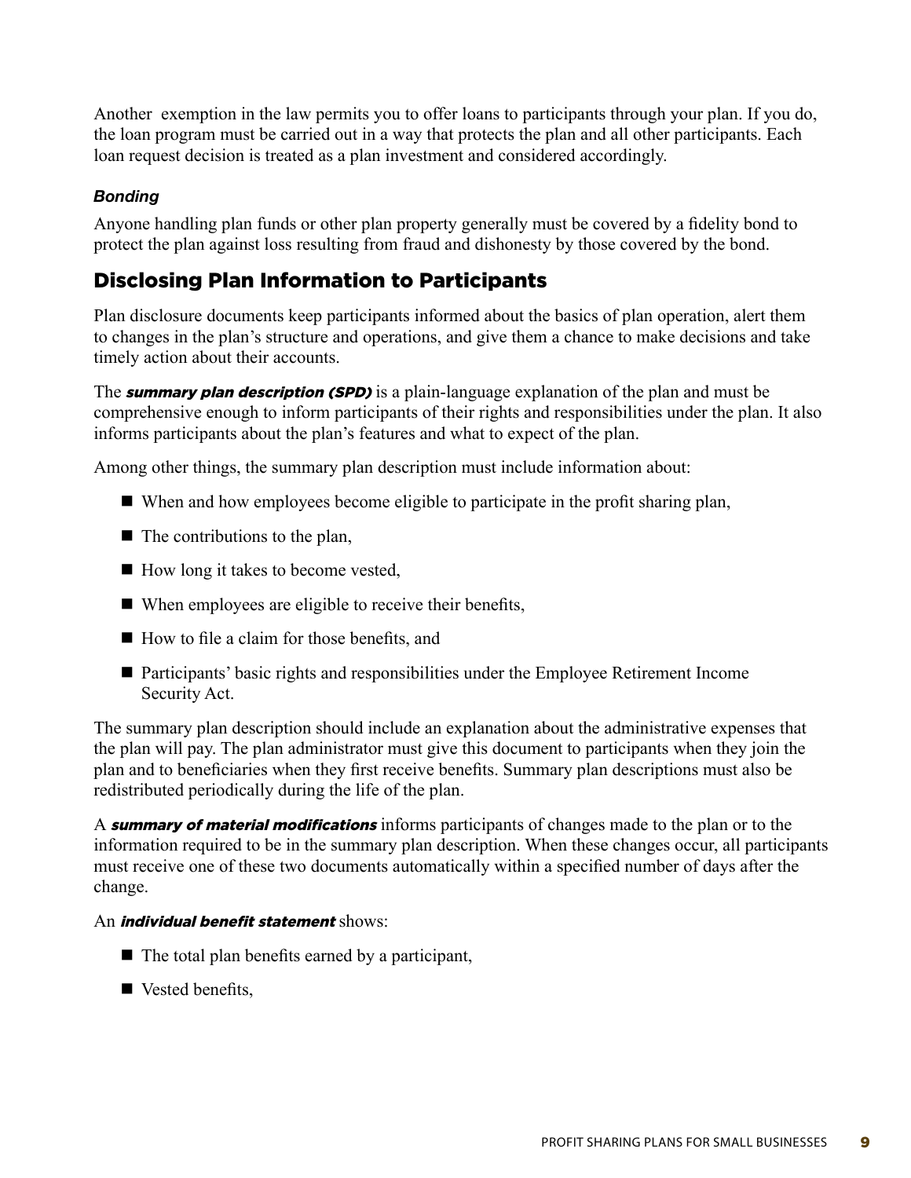Another exemption in the law permits you to offer loans to participants through your plan. If you do, the loan program must be carried out in a way that protects the plan and all other participants. Each loan request decision is treated as a plan investment and considered accordingly.

### *Bonding*

Anyone handling plan funds or other plan property generally must be covered by a fidelity bond to protect the plan against loss resulting from fraud and dishonesty by those covered by the bond.

## Disclosing Plan Information to Participants

Plan disclosure documents keep participants informed about the basics of plan operation, alert them to changes in the plan's structure and operations, and give them a chance to make decisions and take timely action about their accounts.

The ***summary plan description (SPD)*** is a plain-language explanation of the plan and must be comprehensive enough to inform participants of their rights and responsibilities under the plan. It also informs participants about the plan's features and what to expect of the plan.

Among other things, the summary plan description must include information about:

- When and how employees become eligible to participate in the profit sharing plan,
- The contributions to the plan,
- How long it takes to become vested,
- When employees are eligible to receive their benefits,
- How to file a claim for those benefits, and
- Participants' basic rights and responsibilities under the Employee Retirement Income Security Act.

The summary plan description should include an explanation about the administrative expenses that the plan will pay. The plan administrator must give this document to participants when they join the plan and to beneficiaries when they first receive benefits. Summary plan descriptions must also be redistributed periodically during the life of the plan.

A ***summary of material modifications*** informs participants of changes made to the plan or to the information required to be in the summary plan description. When these changes occur, all participants must receive one of these two documents automatically within a specified number of days after the change.

An ***individual benefit statement*** shows:

- The total plan benefits earned by a participant,
- Vested benefits,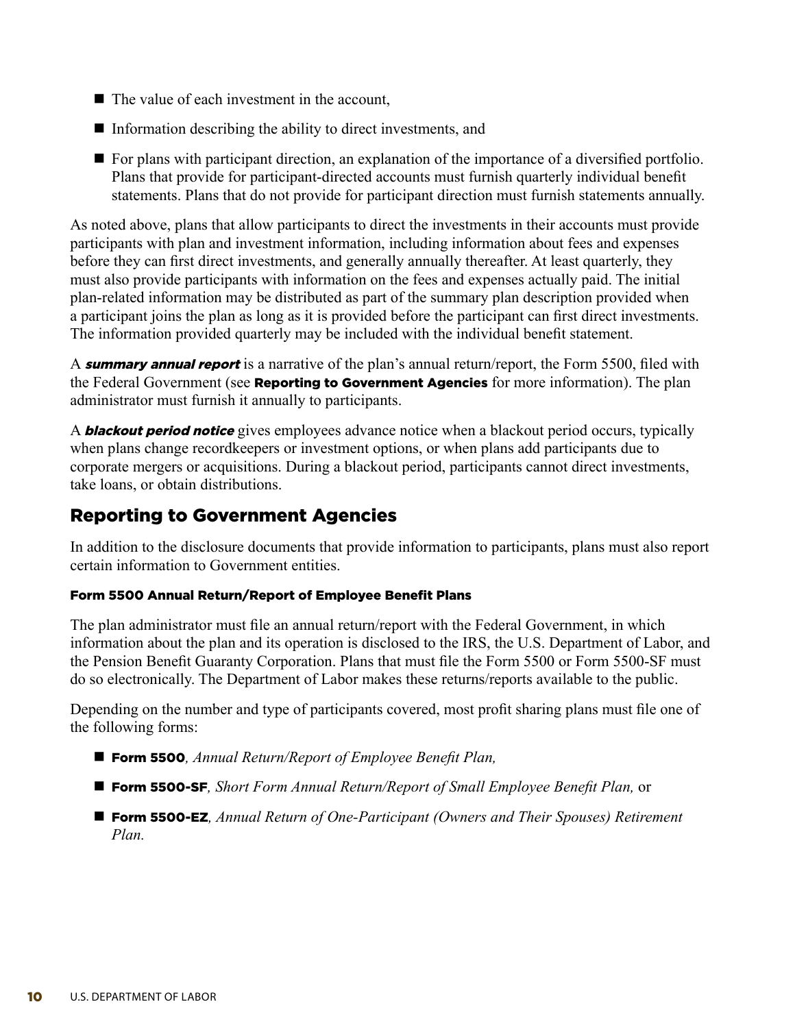- The value of each investment in the account,
- Information describing the ability to direct investments, and
- For plans with participant direction, an explanation of the importance of a diversified portfolio. Plans that provide for participant-directed accounts must furnish quarterly individual benefit statements. Plans that do not provide for participant direction must furnish statements annually.

As noted above, plans that allow participants to direct the investments in their accounts must provide participants with plan and investment information, including information about fees and expenses before they can first direct investments, and generally annually thereafter. At least quarterly, they must also provide participants with information on the fees and expenses actually paid. The initial plan-related information may be distributed as part of the summary plan description provided when a participant joins the plan as long as it is provided before the participant can first direct investments. The information provided quarterly may be included with the individual benefit statement.

A ***summary annual report*** is a narrative of the plan's annual return/report, the Form 5500, filed with the Federal Government (see **Reporting to Government Agencies** for more information). The plan administrator must furnish it annually to participants.

A ***blackout period notice*** gives employees advance notice when a blackout period occurs, typically when plans change recordkeepers or investment options, or when plans add participants due to corporate mergers or acquisitions. During a blackout period, participants cannot direct investments, take loans, or obtain distributions.

## Reporting to Government Agencies

In addition to the disclosure documents that provide information to participants, plans must also report certain information to Government entities.

#### Form 5500 Annual Return/Report of Employee Benefit Plans

The plan administrator must file an annual return/report with the Federal Government, in which information about the plan and its operation is disclosed to the IRS, the U.S. Department of Labor, and the Pension Benefit Guaranty Corporation. Plans that must file the Form 5500 or Form 5500-SF must do so electronically. The Department of Labor makes these returns/reports available to the public.

Depending on the number and type of participants covered, most profit sharing plans must file one of the following forms:

- **Form 5500***, Annual Return/Report of Employee Benefit Plan,*
- **Form 5500-SF***, Short Form Annual Return/Report of Small Employee Benefit Plan,* or
- **Form 5500-EZ***, Annual Return of One-Participant (Owners and Their Spouses) Retirement Plan.*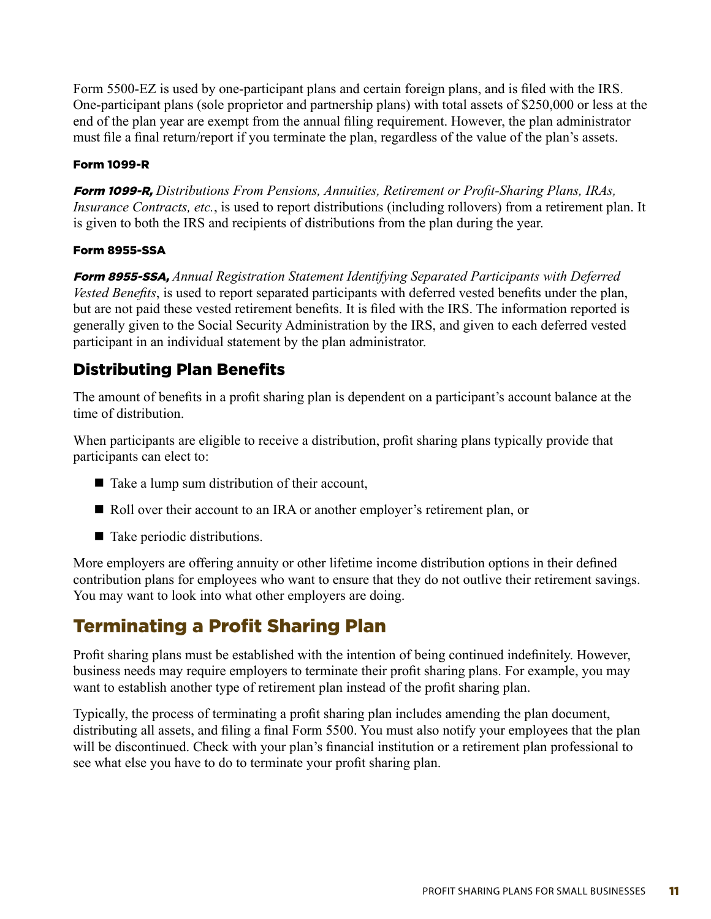Form 5500-EZ is used by one-participant plans and certain foreign plans, and is filed with the IRS. One-participant plans (sole proprietor and partnership plans) with total assets of $250,000 or less at the end of the plan year are exempt from the annual filing requirement. However, the plan administrator must file a final return/report if you terminate the plan, regardless of the value of the plan's assets.

#### Form 1099-R

***Form 1099-R,*** *Distributions From Pensions, Annuities, Retirement or Profit-Sharing Plans, IRAs, Insurance Contracts, etc.*, is used to report distributions (including rollovers) from a retirement plan. It is given to both the IRS and recipients of distributions from the plan during the year.

#### Form 8955-SSA

***Form 8955-SSA,*** *Annual Registration Statement Identifying Separated Participants with Deferred Vested Benefits*, is used to report separated participants with deferred vested benefits under the plan, but are not paid these vested retirement benefits. It is filed with the IRS. The information reported is generally given to the Social Security Administration by the IRS, and given to each deferred vested participant in an individual statement by the plan administrator.

### Distributing Plan Benefits

The amount of benefits in a profit sharing plan is dependent on a participant's account balance at the time of distribution.

When participants are eligible to receive a distribution, profit sharing plans typically provide that participants can elect to:

- Take a lump sum distribution of their account,
- Roll over their account to an IRA or another employer's retirement plan, or
- Take periodic distributions.

More employers are offering annuity or other lifetime income distribution options in their defined contribution plans for employees who want to ensure that they do not outlive their retirement savings. You may want to look into what other employers are doing.

## Terminating a Profit Sharing Plan

Profit sharing plans must be established with the intention of being continued indefinitely. However, business needs may require employers to terminate their profit sharing plans. For example, you may want to establish another type of retirement plan instead of the profit sharing plan.

Typically, the process of terminating a profit sharing plan includes amending the plan document, distributing all assets, and filing a final Form 5500. You must also notify your employees that the plan will be discontinued. Check with your plan's financial institution or a retirement plan professional to see what else you have to do to terminate your profit sharing plan.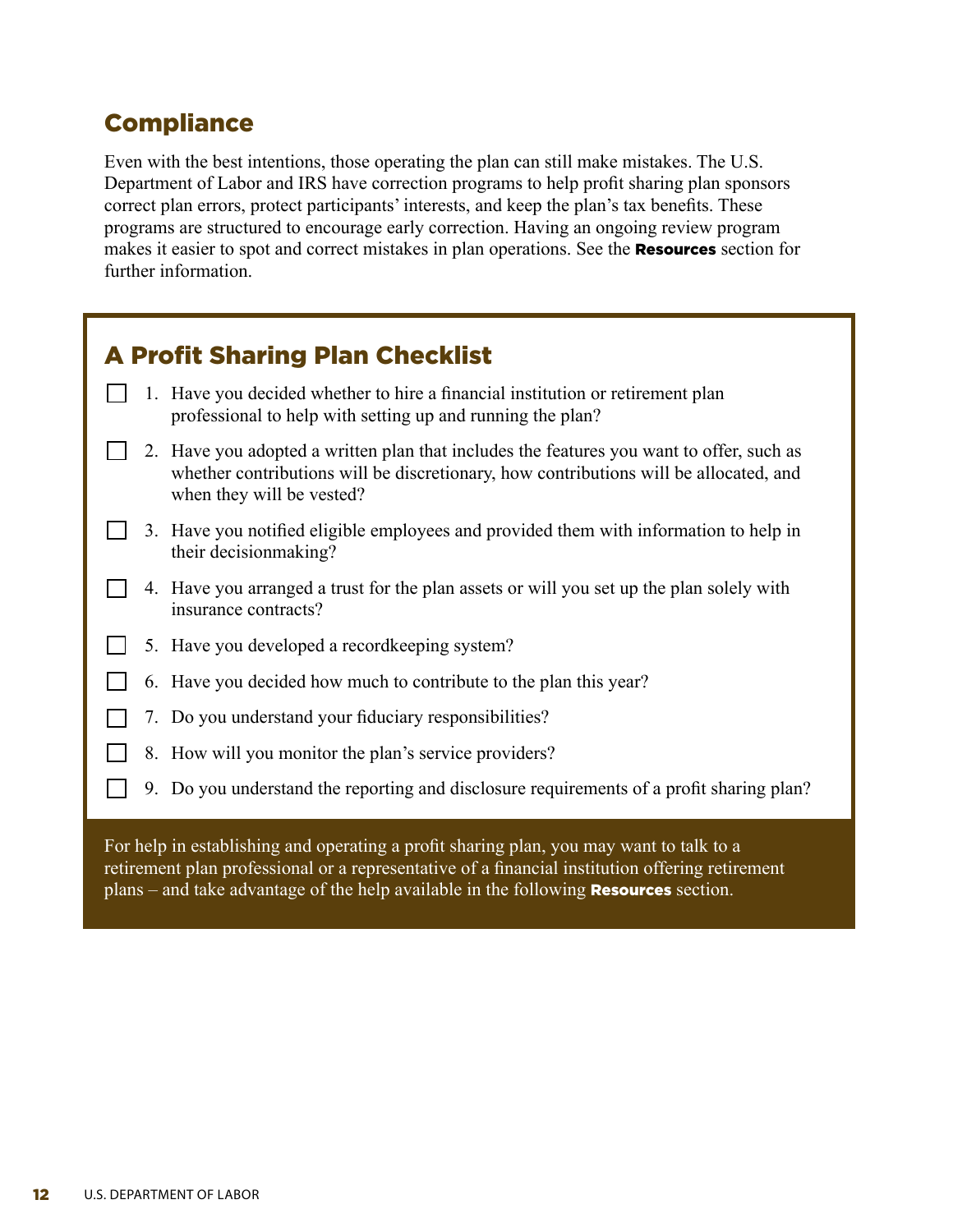## Compliance

Even with the best intentions, those operating the plan can still make mistakes. The U.S. Department of Labor and IRS have correction programs to help profit sharing plan sponsors correct plan errors, protect participants' interests, and keep the plan's tax benefits. These programs are structured to encourage early correction. Having an ongoing review program makes it easier to spot and correct mistakes in plan operations. See the **Resources** section for further information.

## A Profit Sharing Plan Checklist

- [ ] 1. Have you decided whether to hire a financial institution or retirement plan professional to help with setting up and running the plan?
- [ ] 2. Have you adopted a written plan that includes the features you want to offer, such as whether contributions will be discretionary, how contributions will be allocated, and when they will be vested?
- [ ] 3. Have you notified eligible employees and provided them with information to help in their decisionmaking?
- [ ] 4. Have you arranged a trust for the plan assets or will you set up the plan solely with insurance contracts?
- [ ] 5. Have you developed a recordkeeping system?
- [ ] 6. Have you decided how much to contribute to the plan this year?
- [ ] 7. Do you understand your fiduciary responsibilities?
- [ ] 8. How will you monitor the plan's service providers?
- [ ] 9. Do you understand the reporting and disclosure requirements of a profit sharing plan?

For help in establishing and operating a profit sharing plan, you may want to talk to a retirement plan professional or a representative of a financial institution offering retirement plans – and take advantage of the help available in the following **Resources** section.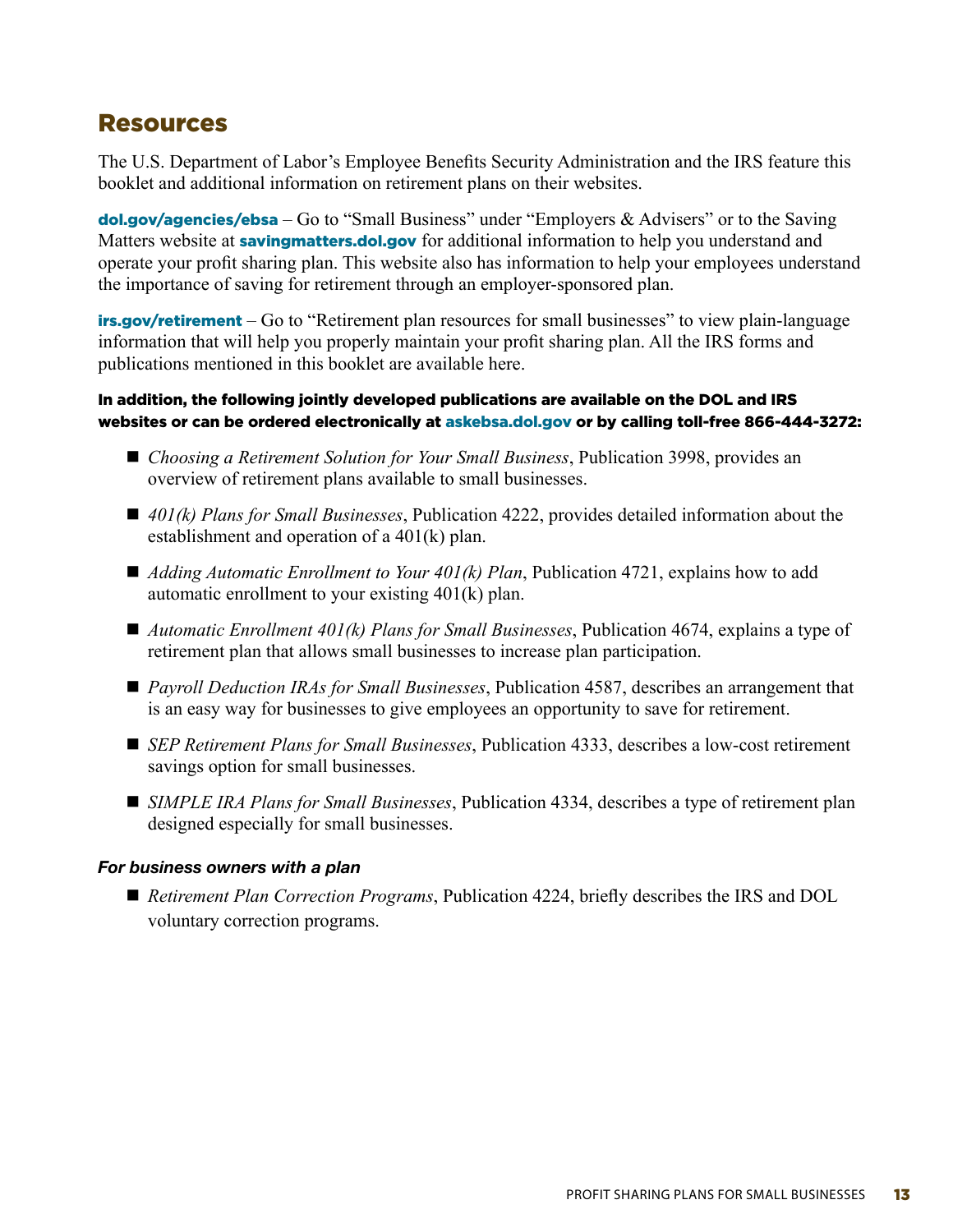## Resources

The U.S. Department of Labor's Employee Benefits Security Administration and the IRS feature this booklet and additional information on retirement plans on their websites.

**dol.gov/agencies/ebsa** – Go to "Small Business" under "Employers & Advisers" or to the Saving Matters website at **savingmatters.dol.gov** for additional information to help you understand and operate your profit sharing plan. This website also has information to help your employees understand the importance of saving for retirement through an employer-sponsored plan.

**irs.gov/retirement** – Go to "Retirement plan resources for small businesses" to view plain-language information that will help you properly maintain your profit sharing plan. All the IRS forms and publications mentioned in this booklet are available here.

**In addition, the following jointly developed publications are available on the DOL and IRS websites or can be ordered electronically at askebsa.dol.gov or by calling toll-free 866-444-3272:**

- *Choosing a Retirement Solution for Your Small Business*, Publication 3998, provides an overview of retirement plans available to small businesses.
- *401(k) Plans for Small Businesses*, Publication 4222, provides detailed information about the establishment and operation of a 401(k) plan.
- *Adding Automatic Enrollment to Your 401(k) Plan*, Publication 4721, explains how to add automatic enrollment to your existing 401(k) plan.
- *Automatic Enrollment 401(k) Plans for Small Businesses*, Publication 4674, explains a type of retirement plan that allows small businesses to increase plan participation.
- *Payroll Deduction IRAs for Small Businesses*, Publication 4587, describes an arrangement that is an easy way for businesses to give employees an opportunity to save for retirement.
- *SEP Retirement Plans for Small Businesses*, Publication 4333, describes a low-cost retirement savings option for small businesses.
- *SIMPLE IRA Plans for Small Businesses*, Publication 4334, describes a type of retirement plan designed especially for small businesses.

***For business owners with a plan***

- *Retirement Plan Correction Programs*, Publication 4224, briefly describes the IRS and DOL voluntary correction programs.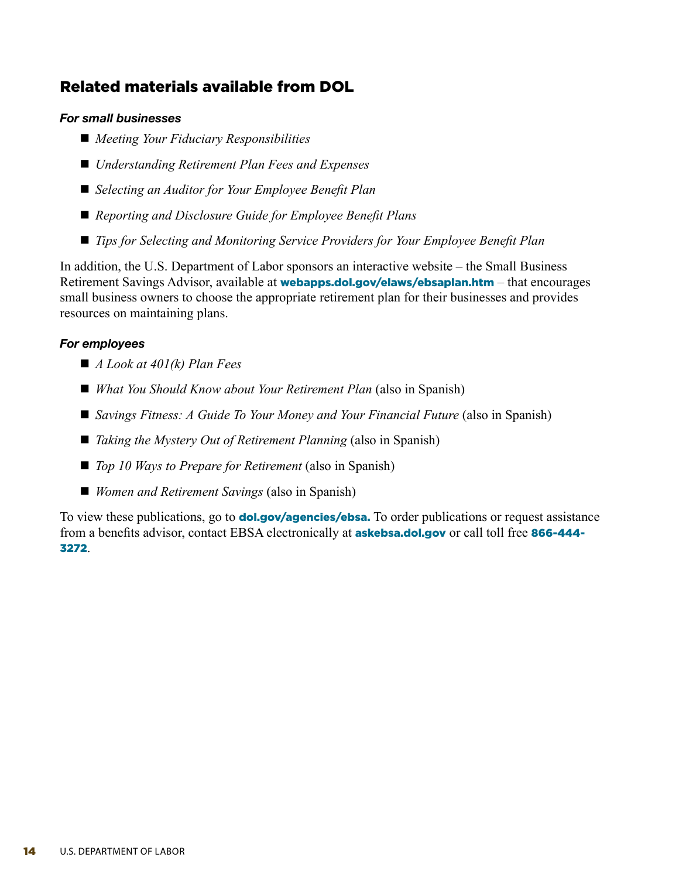## Related materials available from DOL

***For small businesses***

- *Meeting Your Fiduciary Responsibilities*
- *Understanding Retirement Plan Fees and Expenses*
- *Selecting an Auditor for Your Employee Benefit Plan*
- *Reporting and Disclosure Guide for Employee Benefit Plans*
- *Tips for Selecting and Monitoring Service Providers for Your Employee Benefit Plan*

In addition, the U.S. Department of Labor sponsors an interactive website – the Small Business Retirement Savings Advisor, available at **webapps.dol.gov/elaws/ebsaplan.htm** – that encourages small business owners to choose the appropriate retirement plan for their businesses and provides resources on maintaining plans.

***For employees***

- *A Look at 401(k) Plan Fees*
- *What You Should Know about Your Retirement Plan* (also in Spanish)
- *Savings Fitness: A Guide To Your Money and Your Financial Future* (also in Spanish)
- *Taking the Mystery Out of Retirement Planning* (also in Spanish)
- *Top 10 Ways to Prepare for Retirement* (also in Spanish)
- *Women and Retirement Savings* (also in Spanish)

To view these publications, go to **dol.gov/agencies/ebsa.** To order publications or request assistance from a benefits advisor, contact EBSA electronically at **askebsa.dol.gov** or call toll free **866-444-3272**.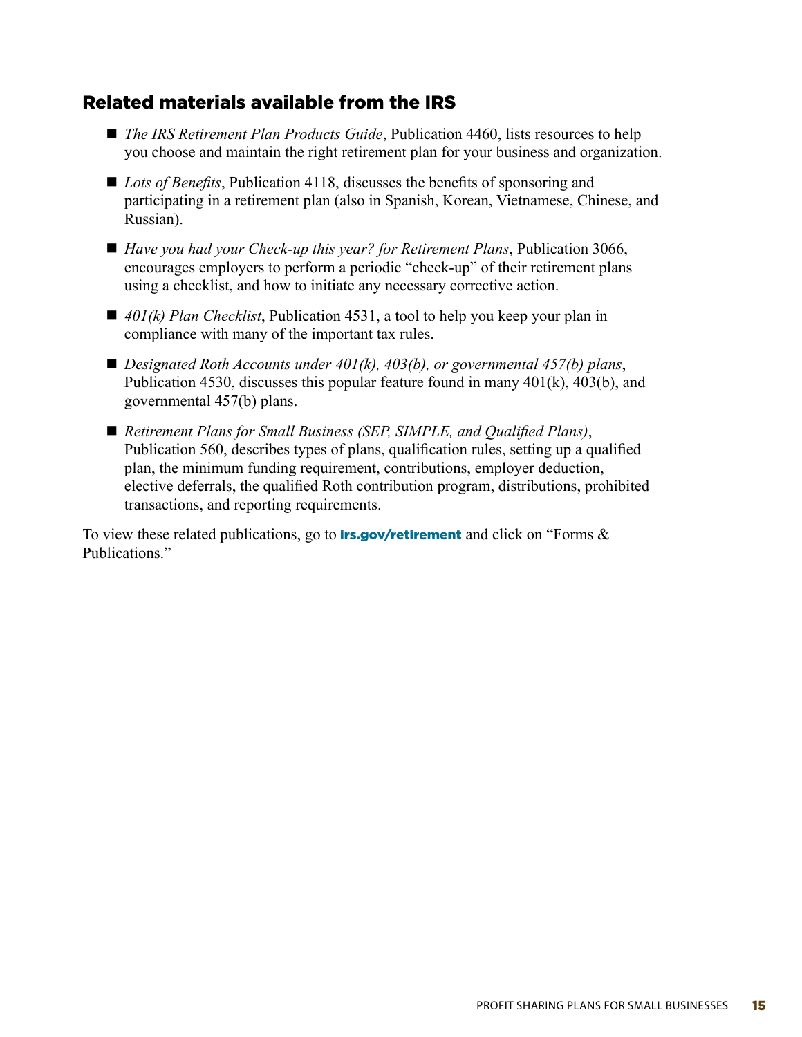## Related materials available from the IRS

- *The IRS Retirement Plan Products Guide*, Publication 4460, lists resources to help you choose and maintain the right retirement plan for your business and organization.
- *Lots of Benefits*, Publication 4118, discusses the benefits of sponsoring and participating in a retirement plan (also in Spanish, Korean, Vietnamese, Chinese, and Russian).
- *Have you had your Check-up this year? for Retirement Plans*, Publication 3066, encourages employers to perform a periodic "check-up" of their retirement plans using a checklist, and how to initiate any necessary corrective action.
- *401(k) Plan Checklist*, Publication 4531, a tool to help you keep your plan in compliance with many of the important tax rules.
- *Designated Roth Accounts under 401(k), 403(b), or governmental 457(b) plans*, Publication 4530, discusses this popular feature found in many 401(k), 403(b), and governmental 457(b) plans.
- *Retirement Plans for Small Business (SEP, SIMPLE, and Qualified Plans)*, Publication 560, describes types of plans, qualification rules, setting up a qualified plan, the minimum funding requirement, contributions, employer deduction, elective deferrals, the qualified Roth contribution program, distributions, prohibited transactions, and reporting requirements.

To view these related publications, go to **irs.gov/retirement** and click on "Forms & Publications."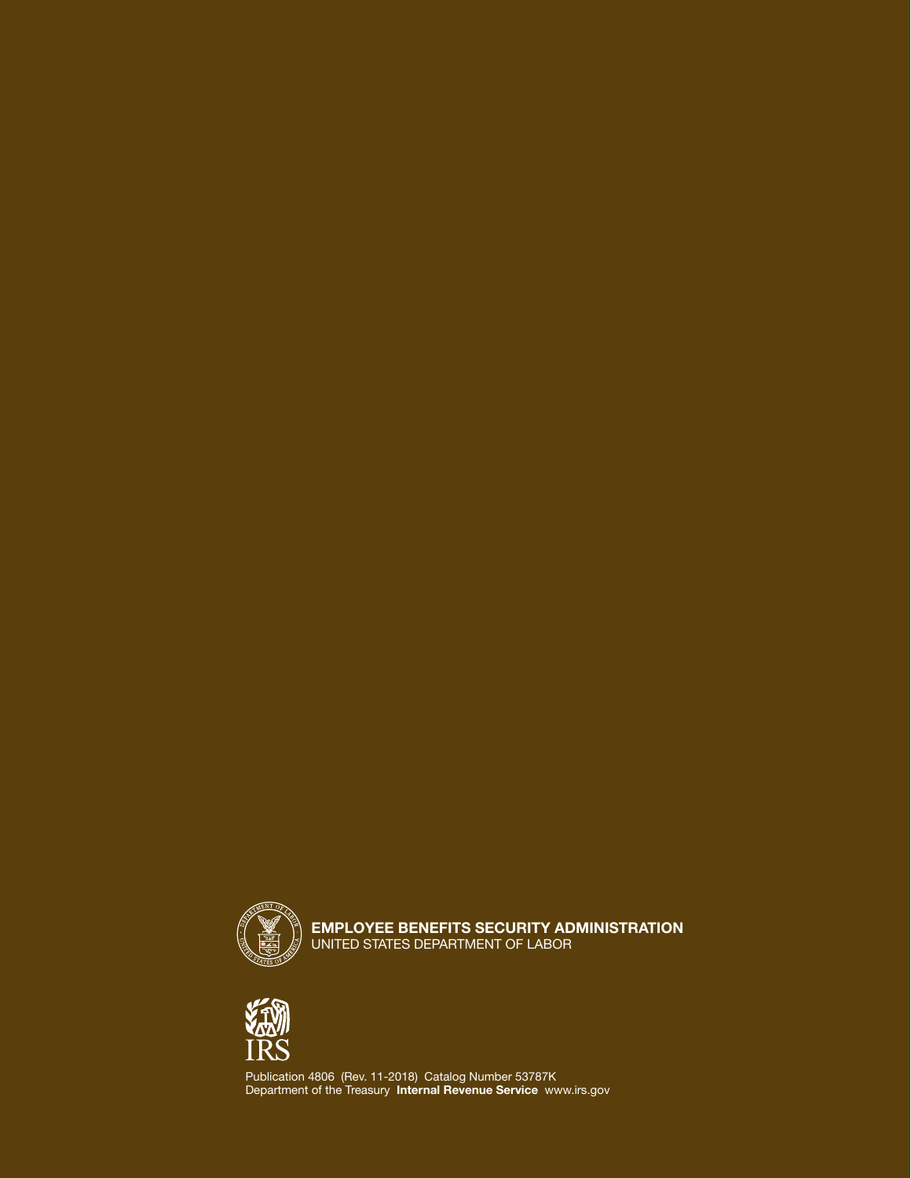**EMPLOYEE BENEFITS SECURITY ADMINISTRATION**
UNITED STATES DEPARTMENT OF LABOR

IRS

Publication 4806 (Rev. 11-2018) Catalog Number 53787K
Department of the Treasury **Internal Revenue Service** www.irs.gov